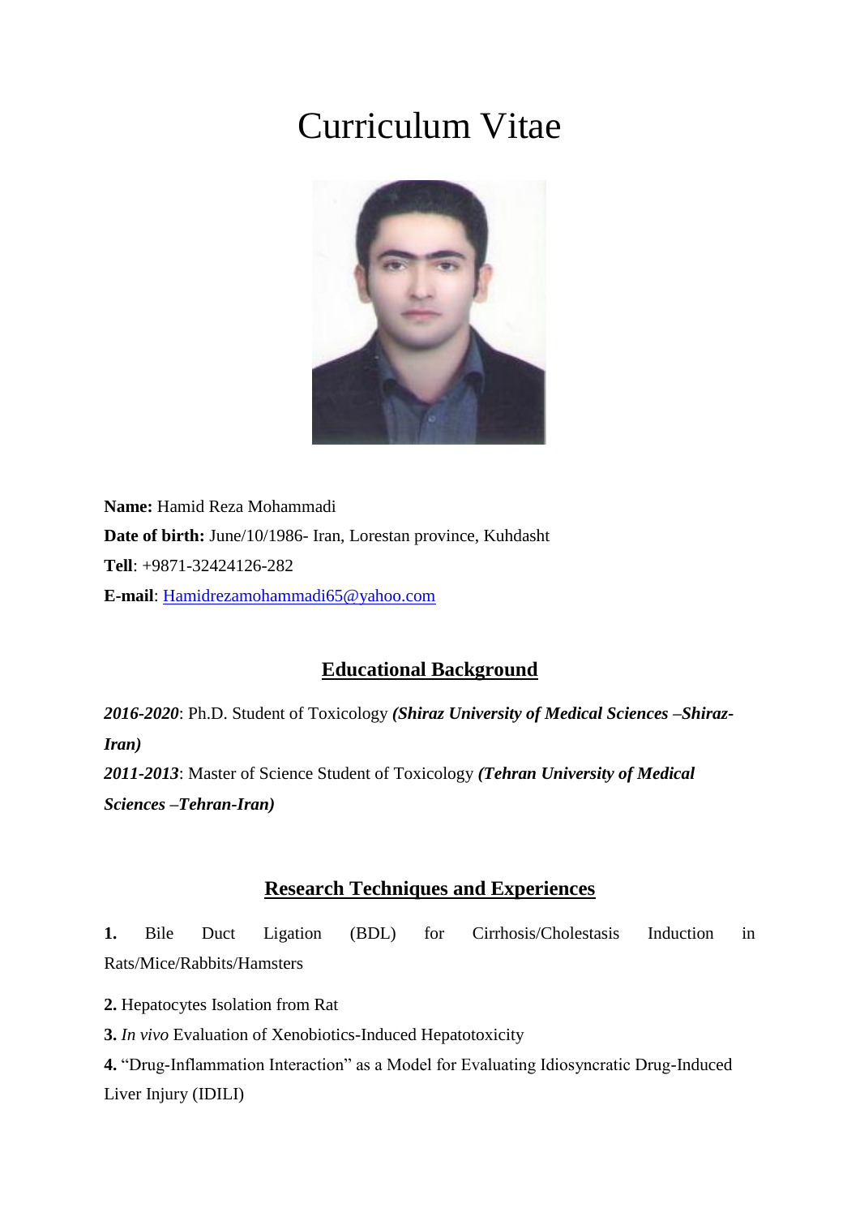# Curriculum Vitae

**Name:** Hamid Reza Mohammadi

**Date of birth:** June/10/1986- Iran, Lorestan province, Kuhdasht

**Tell**: +9871-32424126-282

**E-mail**: Hamidrezamohammadi65@yahoo.com

## Educational Background

***2016-2020***: Ph.D. Student of Toxicology ***(Shiraz University of Medical Sciences –Shiraz-Iran)***

***2011-2013***: Master of Science Student of Toxicology ***(Tehran University of Medical Sciences –Tehran-Iran)***

## Research Techniques and Experiences

**1.** Bile Duct Ligation (BDL) for Cirrhosis/Cholestasis Induction in Rats/Mice/Rabbits/Hamsters

**2.** Hepatocytes Isolation from Rat

**3.** *In vivo* Evaluation of Xenobiotics-Induced Hepatotoxicity

**4.** "Drug-Inflammation Interaction" as a Model for Evaluating Idiosyncratic Drug-Induced Liver Injury (IDILI)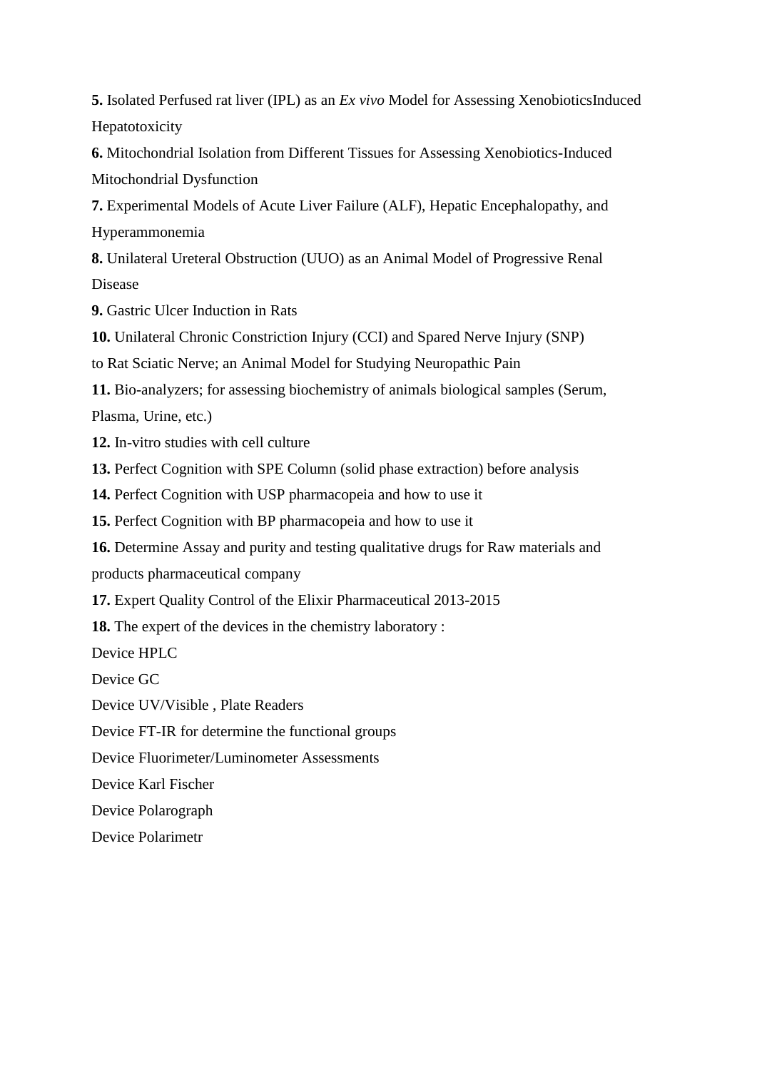**5.** Isolated Perfused rat liver (IPL) as an *Ex vivo* Model for Assessing XenobioticsInduced Hepatotoxicity

**6.** Mitochondrial Isolation from Different Tissues for Assessing Xenobiotics-Induced Mitochondrial Dysfunction

**7.** Experimental Models of Acute Liver Failure (ALF), Hepatic Encephalopathy, and Hyperammonemia

**8.** Unilateral Ureteral Obstruction (UUO) as an Animal Model of Progressive Renal Disease

**9.** Gastric Ulcer Induction in Rats

**10.** Unilateral Chronic Constriction Injury (CCI) and Spared Nerve Injury (SNP) to Rat Sciatic Nerve; an Animal Model for Studying Neuropathic Pain

**11.** Bio-analyzers; for assessing biochemistry of animals biological samples (Serum, Plasma, Urine, etc.)

**12.** In-vitro studies with cell culture

**13.** Perfect Cognition with SPE Column (solid phase extraction) before analysis

**14.** Perfect Cognition with USP pharmacopeia and how to use it

**15.** Perfect Cognition with BP pharmacopeia and how to use it

**16.** Determine Assay and purity and testing qualitative drugs for Raw materials and products pharmaceutical company

**17.** Expert Quality Control of the Elixir Pharmaceutical 2013-2015

**18.** The expert of the devices in the chemistry laboratory :

Device HPLC

Device GC

Device UV/Visible , Plate Readers

Device FT-IR for determine the functional groups

Device Fluorimeter/Luminometer Assessments

Device Karl Fischer

Device Polarograph

Device Polarimetr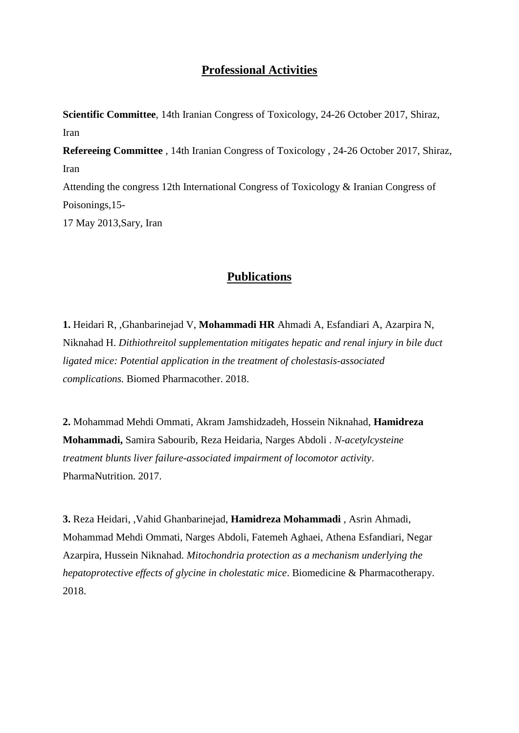## Professional Activities

**Scientific Committee**, 14th Iranian Congress of Toxicology, 24-26 October 2017, Shiraz, Iran

**Refereeing Committee** , 14th Iranian Congress of Toxicology , 24-26 October 2017, Shiraz, Iran

Attending the congress 12th International Congress of Toxicology & Iranian Congress of Poisonings,15-17 May 2013,Sary, Iran

## Publications

**1.** Heidari R, ,Ghanbarinejad V, **Mohammadi HR** Ahmadi A, Esfandiari A, Azarpira N, Niknahad H. *Dithiothreitol supplementation mitigates hepatic and renal injury in bile duct ligated mice: Potential application in the treatment of cholestasis-associated complications.* Biomed Pharmacother. 2018.

**2.** Mohammad Mehdi Ommati, Akram Jamshidzadeh, Hossein Niknahad, **Hamidreza Mohammadi,** Samira Sabourib, Reza Heidaria, Narges Abdoli . *N-acetylcysteine treatment blunts liver failure-associated impairment of locomotor activity*. PharmaNutrition. 2017.

**3.** Reza Heidari, ,Vahid Ghanbarinejad, **Hamidreza Mohammadi** , Asrin Ahmadi, Mohammad Mehdi Ommati, Narges Abdoli, Fatemeh Aghaei, Athena Esfandiari, Negar Azarpira, Hussein Niknahad. *Mitochondria protection as a mechanism underlying the hepatoprotective effects of glycine in cholestatic mice*. Biomedicine & Pharmacotherapy. 2018.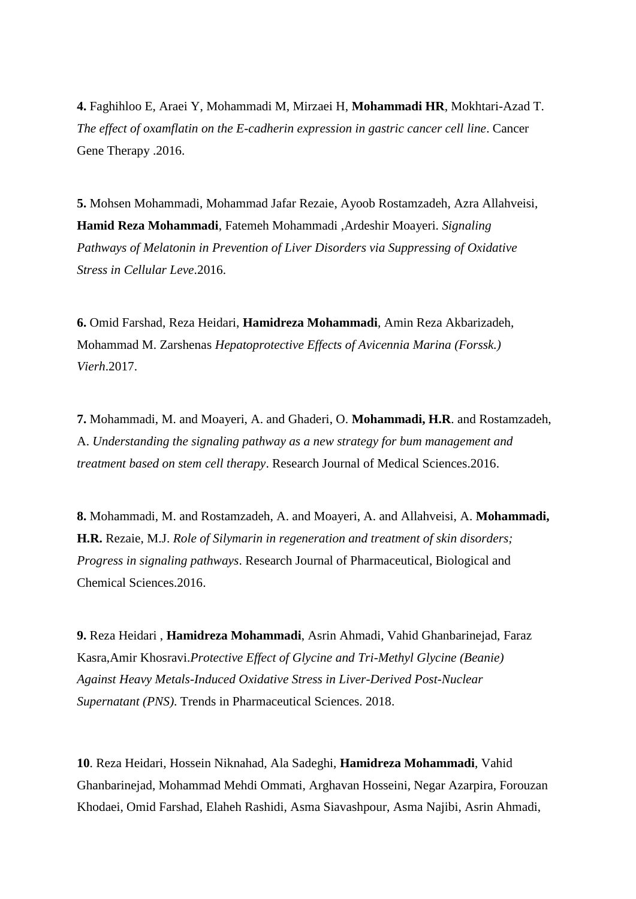**4.** Faghihloo E, Araei Y, Mohammadi M, Mirzaei H, **Mohammadi HR**, Mokhtari-Azad T. *The effect of oxamflatin on the E-cadherin expression in gastric cancer cell line*. Cancer Gene Therapy .2016.

**5.** Mohsen Mohammadi, Mohammad Jafar Rezaie, Ayoob Rostamzadeh, Azra Allahveisi, **Hamid Reza Mohammadi**, Fatemeh Mohammadi ,Ardeshir Moayeri. *Signaling Pathways of Melatonin in Prevention of Liver Disorders via Suppressing of Oxidative Stress in Cellular Leve*.2016.

**6.** Omid Farshad, Reza Heidari, **Hamidreza Mohammadi**, Amin Reza Akbarizadeh, Mohammad M. Zarshenas *Hepatoprotective Effects of Avicennia Marina (Forssk.) Vierh*.2017.

**7.** Mohammadi, M. and Moayeri, A. and Ghaderi, O. **Mohammadi, H.R**. and Rostamzadeh, A. *Understanding the signaling pathway as a new strategy for bum management and treatment based on stem cell therapy*. Research Journal of Medical Sciences.2016.

**8.** Mohammadi, M. and Rostamzadeh, A. and Moayeri, A. and Allahveisi, A. **Mohammadi, H.R.** Rezaie, M.J. *Role of Silymarin in regeneration and treatment of skin disorders; Progress in signaling pathways*. Research Journal of Pharmaceutical, Biological and Chemical Sciences.2016.

**9.** Reza Heidari , **Hamidreza Mohammadi**, Asrin Ahmadi, Vahid Ghanbarinejad, Faraz Kasra,Amir Khosravi.*Protective Effect of Glycine and Tri-Methyl Glycine (Beanie) Against Heavy Metals-Induced Oxidative Stress in Liver-Derived Post-Nuclear Supernatant (PNS)*. Trends in Pharmaceutical Sciences. 2018.

**10**. Reza Heidari, Hossein Niknahad, Ala Sadeghi, **Hamidreza Mohammadi**, Vahid Ghanbarinejad, Mohammad Mehdi Ommati, Arghavan Hosseini, Negar Azarpira, Forouzan Khodaei, Omid Farshad, Elaheh Rashidi, Asma Siavashpour, Asma Najibi, Asrin Ahmadi,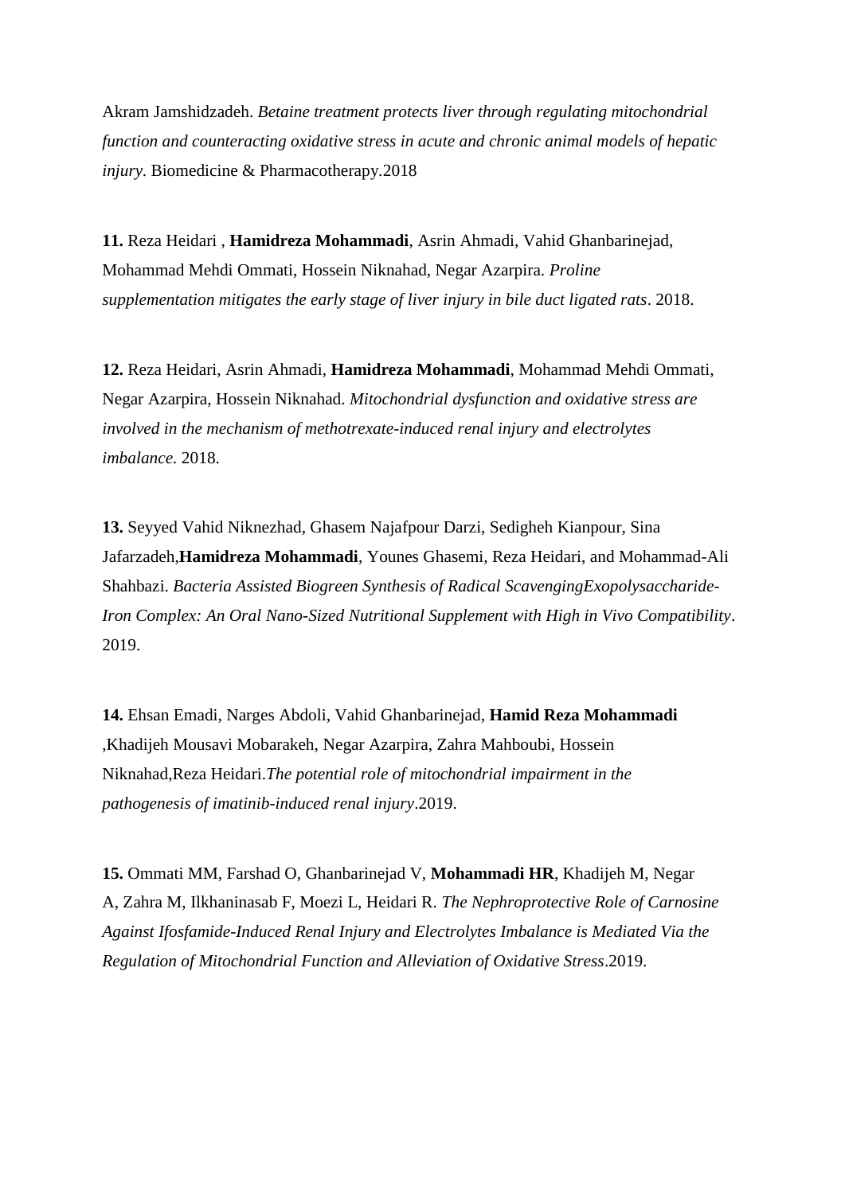Akram Jamshidzadeh. *Betaine treatment protects liver through regulating mitochondrial function and counteracting oxidative stress in acute and chronic animal models of hepatic injury.* Biomedicine & Pharmacotherapy.2018

**11.** Reza Heidari , **Hamidreza Mohammadi**, Asrin Ahmadi, Vahid Ghanbarinejad, Mohammad Mehdi Ommati, Hossein Niknahad, Negar Azarpira. *Proline supplementation mitigates the early stage of liver injury in bile duct ligated rats*. 2018.

**12.** Reza Heidari, Asrin Ahmadi, **Hamidreza Mohammadi**, Mohammad Mehdi Ommati, Negar Azarpira, Hossein Niknahad. *Mitochondrial dysfunction and oxidative stress are involved in the mechanism of methotrexate-induced renal injury and electrolytes imbalance.* 2018.

**13.** Seyyed Vahid Niknezhad, Ghasem Najafpour Darzi, Sedigheh Kianpour, Sina Jafarzadeh,**Hamidreza Mohammadi**, Younes Ghasemi, Reza Heidari, and Mohammad-Ali Shahbazi. *Bacteria Assisted Biogreen Synthesis of Radical ScavengingExopolysaccharide-Iron Complex: An Oral Nano-Sized Nutritional Supplement with High in Vivo Compatibility*. 2019.

**14.** Ehsan Emadi, Narges Abdoli, Vahid Ghanbarinejad, **Hamid Reza Mohammadi** ,Khadijeh Mousavi Mobarakeh, Negar Azarpira, Zahra Mahboubi, Hossein Niknahad,Reza Heidari.*The potential role of mitochondrial impairment in the pathogenesis of imatinib-induced renal injury*.2019.

**15.** Ommati MM, Farshad O, Ghanbarinejad V, **Mohammadi HR**, Khadijeh M, Negar A, Zahra M, Ilkhaninasab F, Moezi L, Heidari R. *The Nephroprotective Role of Carnosine Against Ifosfamide-Induced Renal Injury and Electrolytes Imbalance is Mediated Via the Regulation of Mitochondrial Function and Alleviation of Oxidative Stress*.2019.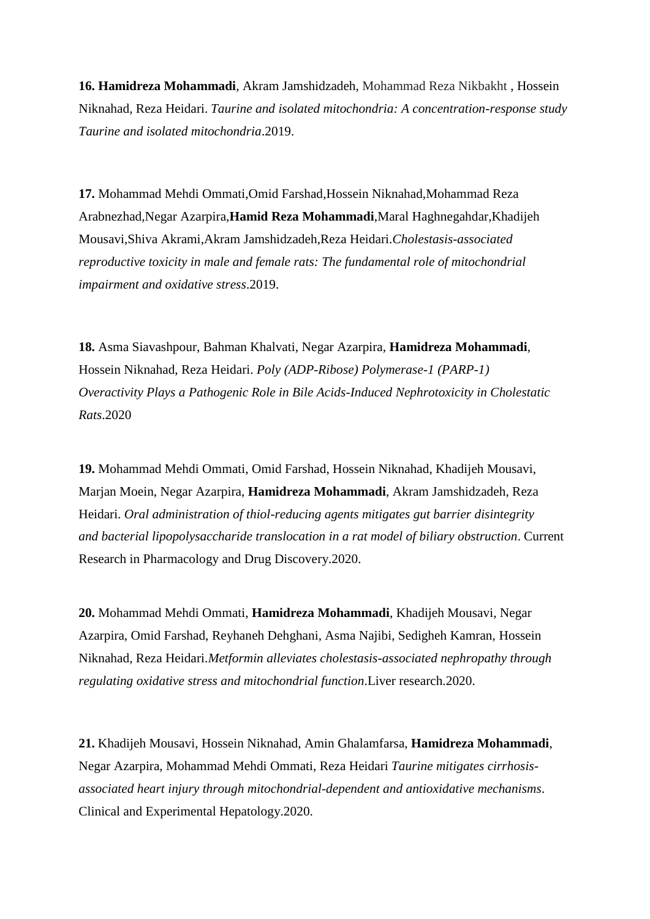**16. Hamidreza Mohammadi**, Akram Jamshidzadeh, Mohammad Reza Nikbakht , Hossein Niknahad, Reza Heidari. *Taurine and isolated mitochondria: A concentration-response study Taurine and isolated mitochondria*.2019.

**17.** Mohammad Mehdi Ommati,Omid Farshad,Hossein Niknahad,Mohammad Reza Arabnezhad,Negar Azarpira,**Hamid Reza Mohammadi**,Maral Haghnegahdar,Khadijeh Mousavi,Shiva Akrami,Akram Jamshidzadeh,Reza Heidari.*Cholestasis-associated reproductive toxicity in male and female rats: The fundamental role of mitochondrial impairment and oxidative stress*.2019.

**18.** Asma Siavashpour, Bahman Khalvati, Negar Azarpira, **Hamidreza Mohammadi**, Hossein Niknahad, Reza Heidari. *Poly (ADP-Ribose) Polymerase-1 (PARP-1) Overactivity Plays a Pathogenic Role in Bile Acids-Induced Nephrotoxicity in Cholestatic Rats*.2020

**19.** Mohammad Mehdi Ommati, Omid Farshad, Hossein Niknahad, Khadijeh Mousavi, Marjan Moein, Negar Azarpira, **Hamidreza Mohammadi**, Akram Jamshidzadeh, Reza Heidari. *Oral administration of thiol-reducing agents mitigates gut barrier disintegrity and bacterial lipopolysaccharide translocation in a rat model of biliary obstruction*. Current Research in Pharmacology and Drug Discovery.2020.

**20.** Mohammad Mehdi Ommati, **Hamidreza Mohammadi**, Khadijeh Mousavi, Negar Azarpira, Omid Farshad, Reyhaneh Dehghani, Asma Najibi, Sedigheh Kamran, Hossein Niknahad, Reza Heidari.*Metformin alleviates cholestasis-associated nephropathy through regulating oxidative stress and mitochondrial function*.Liver research.2020.

**21.** Khadijeh Mousavi, Hossein Niknahad, Amin Ghalamfarsa, **Hamidreza Mohammadi**, Negar Azarpira, Mohammad Mehdi Ommati, Reza Heidari *Taurine mitigates cirrhosis-associated heart injury through mitochondrial-dependent and antioxidative mechanisms*. Clinical and Experimental Hepatology.2020.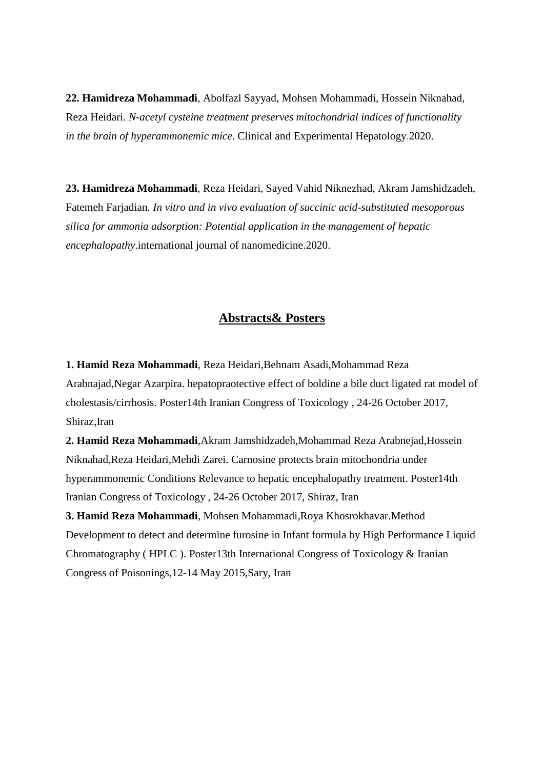**22. Hamidreza Mohammadi**, Abolfazl Sayyad, Mohsen Mohammadi, Hossein Niknahad, Reza Heidari. *N-acetyl cysteine treatment preserves mitochondrial indices of functionality in the brain of hyperammonemic mice*. Clinical and Experimental Hepatology.2020.

**23. Hamidreza Mohammadi**, Reza Heidari, Sayed Vahid Niknezhad, Akram Jamshidzadeh, Fatemeh Farjadian. *In vitro and in vivo evaluation of succinic acid-substituted mesoporous silica for ammonia adsorption: Potential application in the management of hepatic encephalopathy*.international journal of nanomedicine.2020.

## Abstracts& Posters

**1. Hamid Reza Mohammadi**, Reza Heidari,Behnam Asadi,Mohammad Reza Arabnajad,Negar Azarpira. hepatopraotective effect of boldine a bile duct ligated rat model of cholestasis/cirrhosis. Poster14th Iranian Congress of Toxicology , 24-26 October 2017, Shiraz,Iran

**2. Hamid Reza Mohammadi**,Akram Jamshidzadeh,Mohammad Reza Arabnejad,Hossein Niknahad,Reza Heidari,Mehdi Zarei. Carnosine protects brain mitochondria under hyperammonemic Conditions Relevance to hepatic encephalopathy treatment. Poster14th Iranian Congress of Toxicology , 24-26 October 2017, Shiraz, Iran

**3. Hamid Reza Mohammadi**, Mohsen Mohammadi,Roya Khosrokhavar.Method Development to detect and determine furosine in Infant formula by High Performance Liquid Chromatography ( HPLC ). Poster13th International Congress of Toxicology & Iranian Congress of Poisonings,12-14 May 2015,Sary, Iran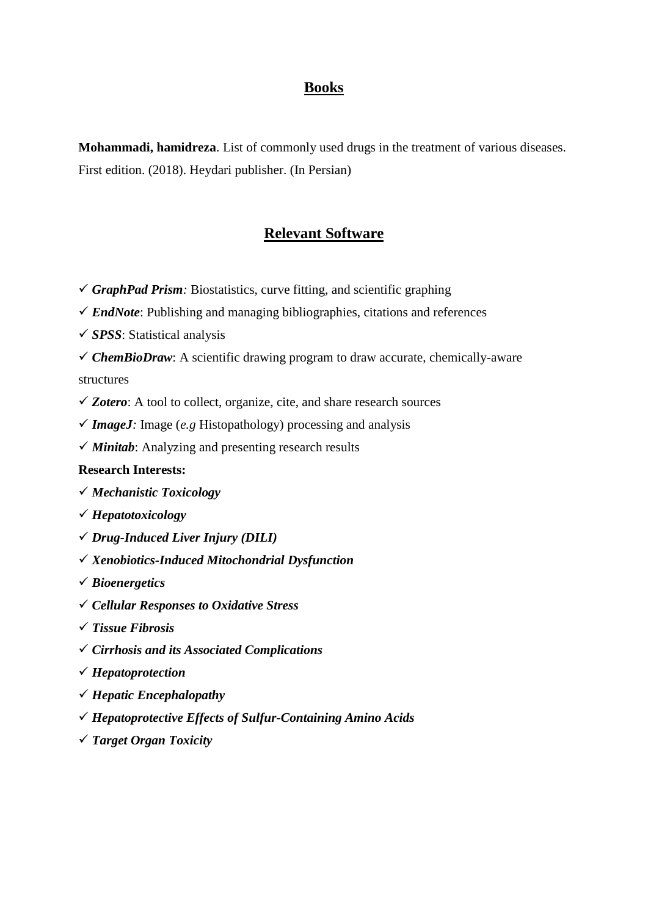## Books

**Mohammadi, hamidreza**. List of commonly used drugs in the treatment of various diseases. First edition. (2018). Heydari publisher. (In Persian)

## Relevant Software

- ✓ ***GraphPad Prism****:* Biostatistics, curve fitting, and scientific graphing
- ✓ ***EndNote***: Publishing and managing bibliographies, citations and references
- ✓ ***SPSS***: Statistical analysis
- ✓ ***ChemBioDraw***: A scientific drawing program to draw accurate, chemically-aware structures
- ✓ ***Zotero***: A tool to collect, organize, cite, and share research sources
- ✓ ***ImageJ****:* Image (*e.g* Histopathology) processing and analysis
- ✓ ***Minitab***: Analyzing and presenting research results

**Research Interests:**

- ✓ ***Mechanistic Toxicology***
- ✓ ***Hepatotoxicology***
- ✓ ***Drug-Induced Liver Injury (DILI)***
- ✓ ***Xenobiotics-Induced Mitochondrial Dysfunction***
- ✓ ***Bioenergetics***
- ✓ ***Cellular Responses to Oxidative Stress***
- ✓ ***Tissue Fibrosis***
- ✓ ***Cirrhosis and its Associated Complications***
- ✓ ***Hepatoprotection***
- ✓ ***Hepatic Encephalopathy***
- ✓ ***Hepatoprotective Effects of Sulfur-Containing Amino Acids***
- ✓ ***Target Organ Toxicity***